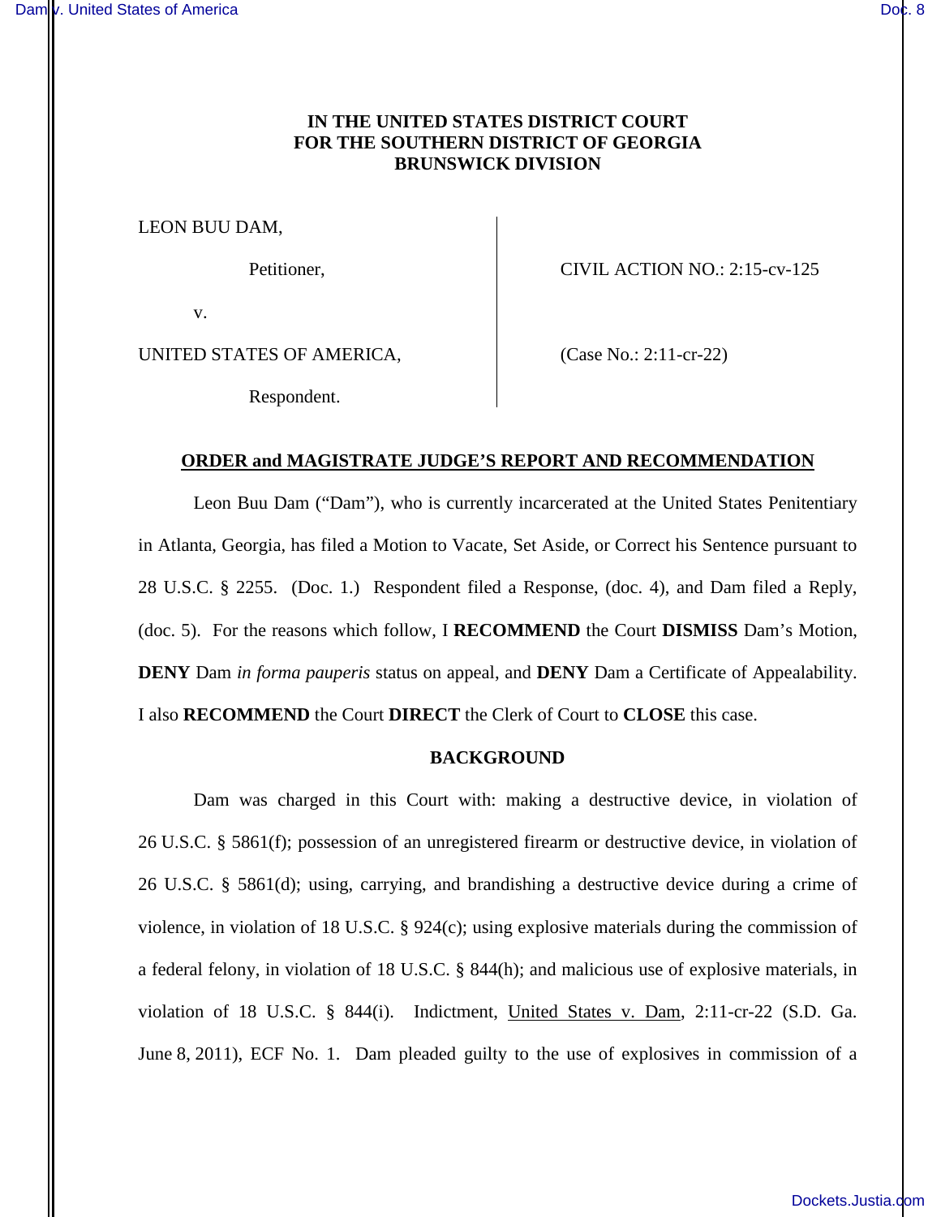**IN THE UNITED STATES DISTRICT COURT**
**FOR THE SOUTHERN DISTRICT OF GEORGIA**
**BRUNSWICK DIVISION**

| | |
|---|---|
| LEON BUU DAM, | |
| Petitioner, | CIVIL ACTION NO.: 2:15-cv-125 |
| v. | |
| UNITED STATES OF AMERICA, | (Case No.: 2:11-cr-22) |
| Respondent. | |

## ORDER and MAGISTRATE JUDGE'S REPORT AND RECOMMENDATION

Leon Buu Dam ("Dam"), who is currently incarcerated at the United States Penitentiary in Atlanta, Georgia, has filed a Motion to Vacate, Set Aside, or Correct his Sentence pursuant to 28 U.S.C. § 2255. (Doc. 1.) Respondent filed a Response, (doc. 4), and Dam filed a Reply, (doc. 5). For the reasons which follow, I **RECOMMEND** the Court **DISMISS** Dam's Motion, **DENY** Dam *in forma pauperis* status on appeal, and **DENY** Dam a Certificate of Appealability. I also **RECOMMEND** the Court **DIRECT** the Clerk of Court to **CLOSE** this case.

### BACKGROUND

Dam was charged in this Court with: making a destructive device, in violation of 26 U.S.C. § 5861(f); possession of an unregistered firearm or destructive device, in violation of 26 U.S.C. § 5861(d); using, carrying, and brandishing a destructive device during a crime of violence, in violation of 18 U.S.C. § 924(c); using explosive materials during the commission of a federal felony, in violation of 18 U.S.C. § 844(h); and malicious use of explosive materials, in violation of 18 U.S.C. § 844(i). Indictment, United States v. Dam, 2:11-cr-22 (S.D. Ga. June 8, 2011), ECF No. 1. Dam pleaded guilty to the use of explosives in commission of a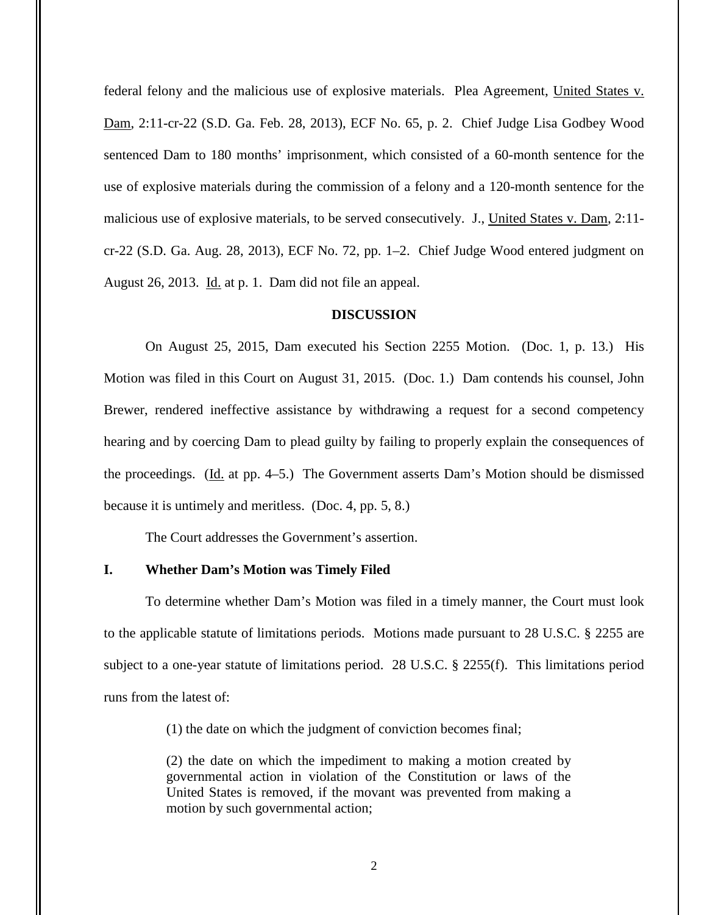federal felony and the malicious use of explosive materials. Plea Agreement, United States v. Dam, 2:11-cr-22 (S.D. Ga. Feb. 28, 2013), ECF No. 65, p. 2. Chief Judge Lisa Godbey Wood sentenced Dam to 180 months' imprisonment, which consisted of a 60-month sentence for the use of explosive materials during the commission of a felony and a 120-month sentence for the malicious use of explosive materials, to be served consecutively. J., United States v. Dam, 2:11-cr-22 (S.D. Ga. Aug. 28, 2013), ECF No. 72, pp. 1–2. Chief Judge Wood entered judgment on August 26, 2013. Id. at p. 1. Dam did not file an appeal.

## DISCUSSION

On August 25, 2015, Dam executed his Section 2255 Motion. (Doc. 1, p. 13.) His Motion was filed in this Court on August 31, 2015. (Doc. 1.) Dam contends his counsel, John Brewer, rendered ineffective assistance by withdrawing a request for a second competency hearing and by coercing Dam to plead guilty by failing to properly explain the consequences of the proceedings. (Id. at pp. 4–5.) The Government asserts Dam's Motion should be dismissed because it is untimely and meritless. (Doc. 4, pp. 5, 8.)

The Court addresses the Government's assertion.

### I. Whether Dam's Motion was Timely Filed

To determine whether Dam's Motion was filed in a timely manner, the Court must look to the applicable statute of limitations periods. Motions made pursuant to 28 U.S.C. § 2255 are subject to a one-year statute of limitations period. 28 U.S.C. § 2255(f). This limitations period runs from the latest of:

> (1) the date on which the judgment of conviction becomes final;
>
> (2) the date on which the impediment to making a motion created by governmental action in violation of the Constitution or laws of the United States is removed, if the movant was prevented from making a motion by such governmental action;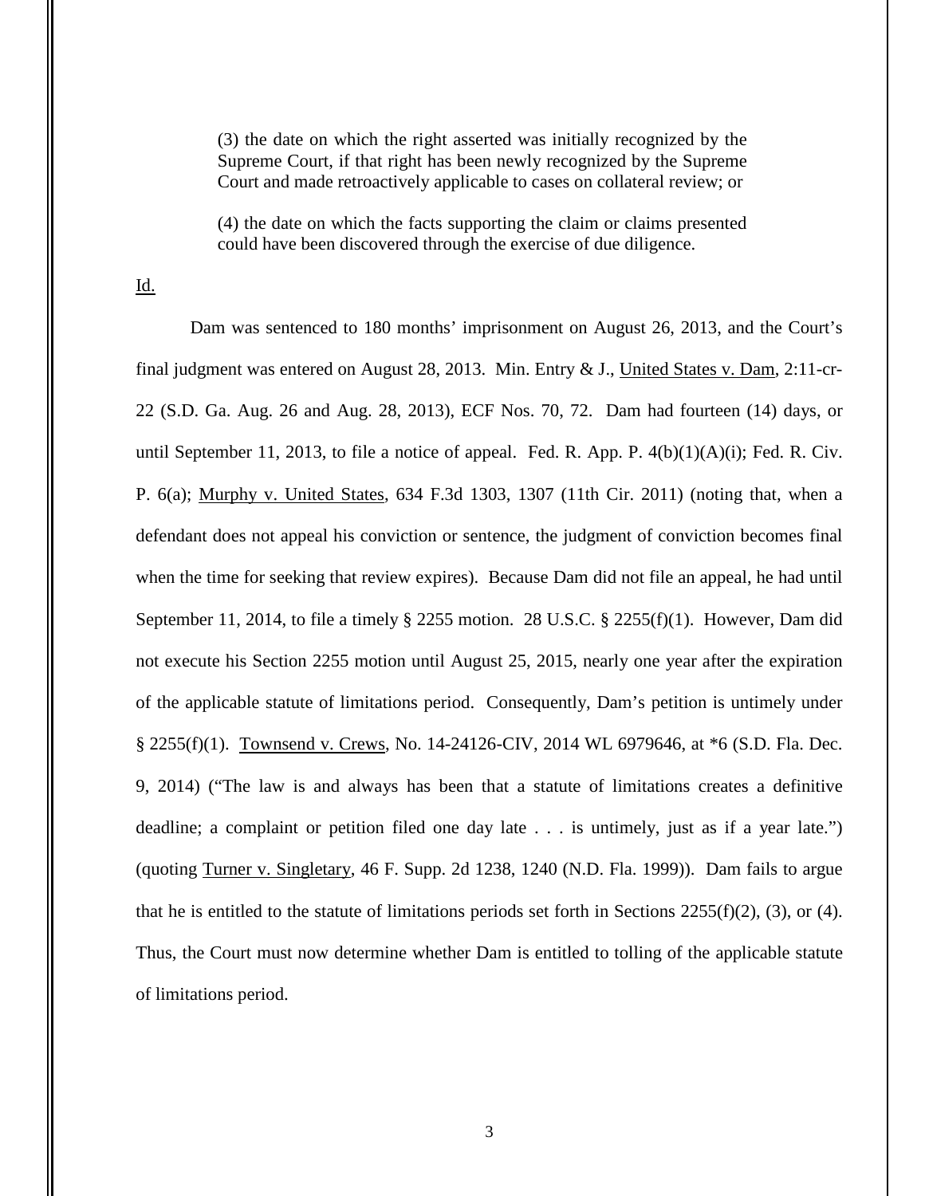> (3) the date on which the right asserted was initially recognized by the Supreme Court, if that right has been newly recognized by the Supreme Court and made retroactively applicable to cases on collateral review; or
>
> (4) the date on which the facts supporting the claim or claims presented could have been discovered through the exercise of due diligence.

Id.

Dam was sentenced to 180 months' imprisonment on August 26, 2013, and the Court's final judgment was entered on August 28, 2013. Min. Entry & J., United States v. Dam, 2:11-cr-22 (S.D. Ga. Aug. 26 and Aug. 28, 2013), ECF Nos. 70, 72. Dam had fourteen (14) days, or until September 11, 2013, to file a notice of appeal. Fed. R. App. P. 4(b)(1)(A)(i); Fed. R. Civ. P. 6(a); Murphy v. United States, 634 F.3d 1303, 1307 (11th Cir. 2011) (noting that, when a defendant does not appeal his conviction or sentence, the judgment of conviction becomes final when the time for seeking that review expires). Because Dam did not file an appeal, he had until September 11, 2014, to file a timely § 2255 motion. 28 U.S.C. § 2255(f)(1). However, Dam did not execute his Section 2255 motion until August 25, 2015, nearly one year after the expiration of the applicable statute of limitations period. Consequently, Dam's petition is untimely under § 2255(f)(1). Townsend v. Crews, No. 14-24126-CIV, 2014 WL 6979646, at *6 (S.D. Fla. Dec. 9, 2014) ("The law is and always has been that a statute of limitations creates a definitive deadline; a complaint or petition filed one day late . . . is untimely, just as if a year late.") (quoting Turner v. Singletary, 46 F. Supp. 2d 1238, 1240 (N.D. Fla. 1999)). Dam fails to argue that he is entitled to the statute of limitations periods set forth in Sections 2255(f)(2), (3), or (4). Thus, the Court must now determine whether Dam is entitled to tolling of the applicable statute of limitations period.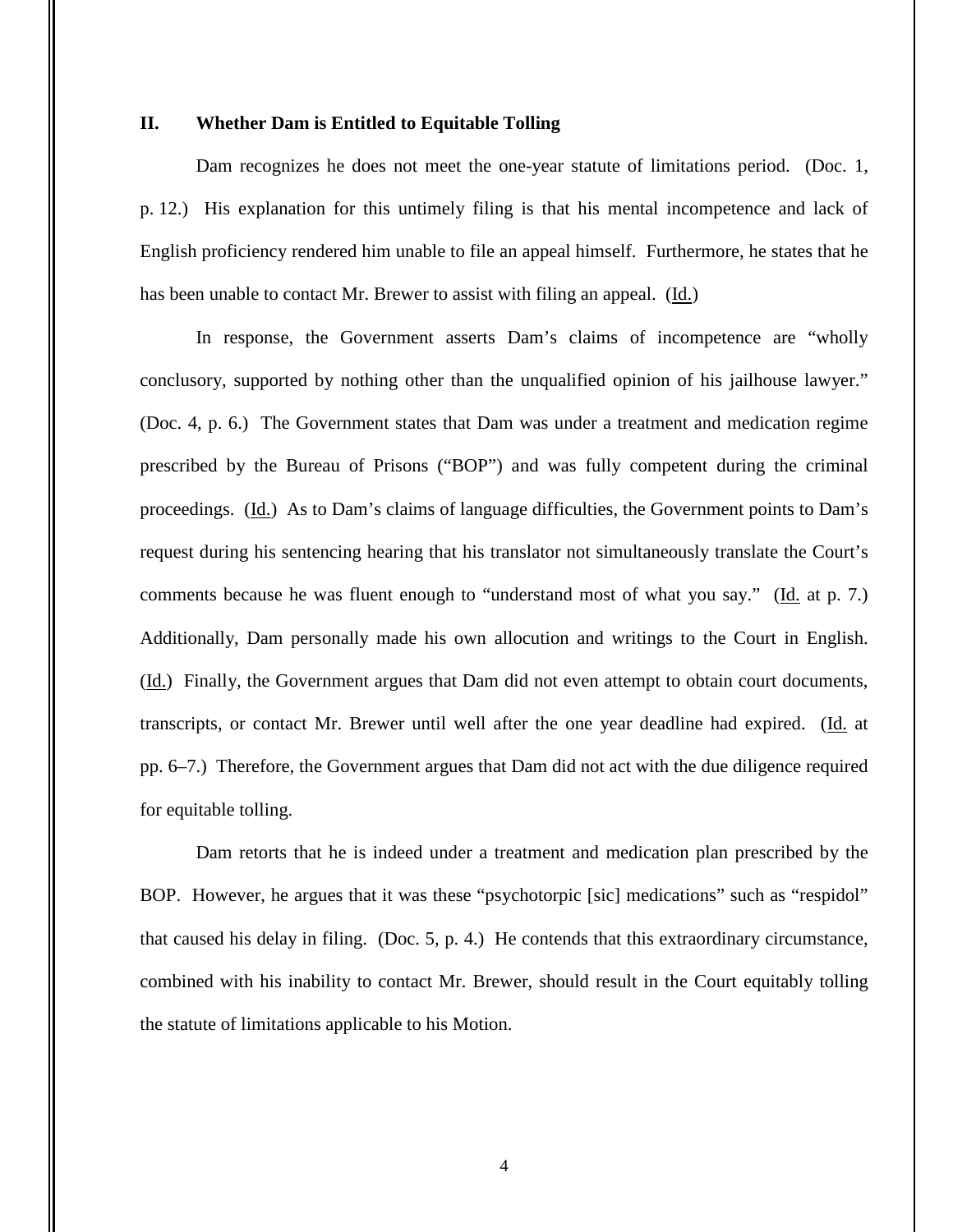## II. Whether Dam is Entitled to Equitable Tolling

Dam recognizes he does not meet the one-year statute of limitations period. (Doc. 1, p. 12.) His explanation for this untimely filing is that his mental incompetence and lack of English proficiency rendered him unable to file an appeal himself. Furthermore, he states that he has been unable to contact Mr. Brewer to assist with filing an appeal. (Id.)

In response, the Government asserts Dam's claims of incompetence are "wholly conclusory, supported by nothing other than the unqualified opinion of his jailhouse lawyer." (Doc. 4, p. 6.) The Government states that Dam was under a treatment and medication regime prescribed by the Bureau of Prisons ("BOP") and was fully competent during the criminal proceedings. (Id.) As to Dam's claims of language difficulties, the Government points to Dam's request during his sentencing hearing that his translator not simultaneously translate the Court's comments because he was fluent enough to "understand most of what you say." (Id. at p. 7.) Additionally, Dam personally made his own allocution and writings to the Court in English. (Id.) Finally, the Government argues that Dam did not even attempt to obtain court documents, transcripts, or contact Mr. Brewer until well after the one year deadline had expired. (Id. at pp. 6–7.) Therefore, the Government argues that Dam did not act with the due diligence required for equitable tolling.

Dam retorts that he is indeed under a treatment and medication plan prescribed by the BOP. However, he argues that it was these "psychotorpic [sic] medications" such as "respidol" that caused his delay in filing. (Doc. 5, p. 4.) He contends that this extraordinary circumstance, combined with his inability to contact Mr. Brewer, should result in the Court equitably tolling the statute of limitations applicable to his Motion.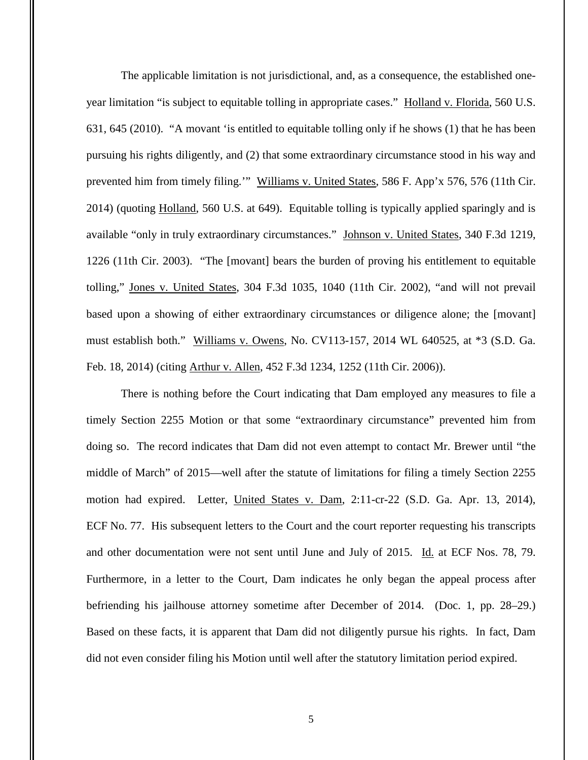The applicable limitation is not jurisdictional, and, as a consequence, the established one-year limitation "is subject to equitable tolling in appropriate cases." Holland v. Florida, 560 U.S. 631, 645 (2010). "A movant 'is entitled to equitable tolling only if he shows (1) that he has been pursuing his rights diligently, and (2) that some extraordinary circumstance stood in his way and prevented him from timely filing.'" Williams v. United States, 586 F. App'x 576, 576 (11th Cir. 2014) (quoting Holland, 560 U.S. at 649). Equitable tolling is typically applied sparingly and is available "only in truly extraordinary circumstances." Johnson v. United States, 340 F.3d 1219, 1226 (11th Cir. 2003). "The [movant] bears the burden of proving his entitlement to equitable tolling," Jones v. United States, 304 F.3d 1035, 1040 (11th Cir. 2002), "and will not prevail based upon a showing of either extraordinary circumstances or diligence alone; the [movant] must establish both." Williams v. Owens, No. CV113-157, 2014 WL 640525, at *3 (S.D. Ga. Feb. 18, 2014) (citing Arthur v. Allen, 452 F.3d 1234, 1252 (11th Cir. 2006)).

There is nothing before the Court indicating that Dam employed any measures to file a timely Section 2255 Motion or that some "extraordinary circumstance" prevented him from doing so. The record indicates that Dam did not even attempt to contact Mr. Brewer until "the middle of March" of 2015—well after the statute of limitations for filing a timely Section 2255 motion had expired. Letter, United States v. Dam, 2:11-cr-22 (S.D. Ga. Apr. 13, 2014), ECF No. 77. His subsequent letters to the Court and the court reporter requesting his transcripts and other documentation were not sent until June and July of 2015. Id. at ECF Nos. 78, 79. Furthermore, in a letter to the Court, Dam indicates he only began the appeal process after befriending his jailhouse attorney sometime after December of 2014. (Doc. 1, pp. 28–29.) Based on these facts, it is apparent that Dam did not diligently pursue his rights. In fact, Dam did not even consider filing his Motion until well after the statutory limitation period expired.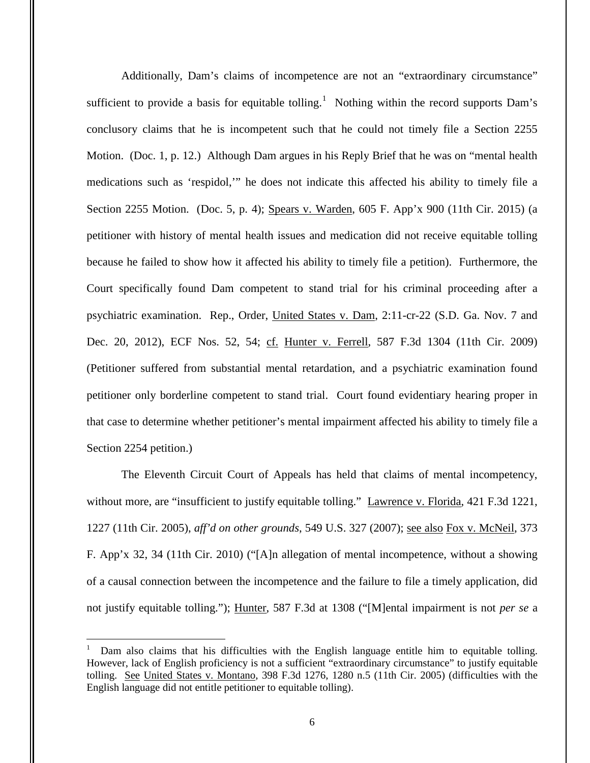Additionally, Dam's claims of incompetence are not an "extraordinary circumstance" sufficient to provide a basis for equitable tolling.[1] Nothing within the record supports Dam's conclusory claims that he is incompetent such that he could not timely file a Section 2255 Motion. (Doc. 1, p. 12.) Although Dam argues in his Reply Brief that he was on "mental health medications such as 'respidol,'" he does not indicate this affected his ability to timely file a Section 2255 Motion. (Doc. 5, p. 4); Spears v. Warden, 605 F. App'x 900 (11th Cir. 2015) (a petitioner with history of mental health issues and medication did not receive equitable tolling because he failed to show how it affected his ability to timely file a petition). Furthermore, the Court specifically found Dam competent to stand trial for his criminal proceeding after a psychiatric examination. Rep., Order, United States v. Dam, 2:11-cr-22 (S.D. Ga. Nov. 7 and Dec. 20, 2012), ECF Nos. 52, 54; cf. Hunter v. Ferrell, 587 F.3d 1304 (11th Cir. 2009) (Petitioner suffered from substantial mental retardation, and a psychiatric examination found petitioner only borderline competent to stand trial. Court found evidentiary hearing proper in that case to determine whether petitioner's mental impairment affected his ability to timely file a Section 2254 petition.)

The Eleventh Circuit Court of Appeals has held that claims of mental incompetency, without more, are "insufficient to justify equitable tolling." Lawrence v. Florida, 421 F.3d 1221, 1227 (11th Cir. 2005), *aff'd on other grounds*, 549 U.S. 327 (2007); see also Fox v. McNeil, 373 F. App'x 32, 34 (11th Cir. 2010) ("[A]n allegation of mental incompetence, without a showing of a causal connection between the incompetence and the failure to file a timely application, did not justify equitable tolling."); Hunter, 587 F.3d at 1308 ("[M]ental impairment is not *per se* a

---

[1] Dam also claims that his difficulties with the English language entitle him to equitable tolling. However, lack of English proficiency is not a sufficient "extraordinary circumstance" to justify equitable tolling. See United States v. Montano, 398 F.3d 1276, 1280 n.5 (11th Cir. 2005) (difficulties with the English language did not entitle petitioner to equitable tolling).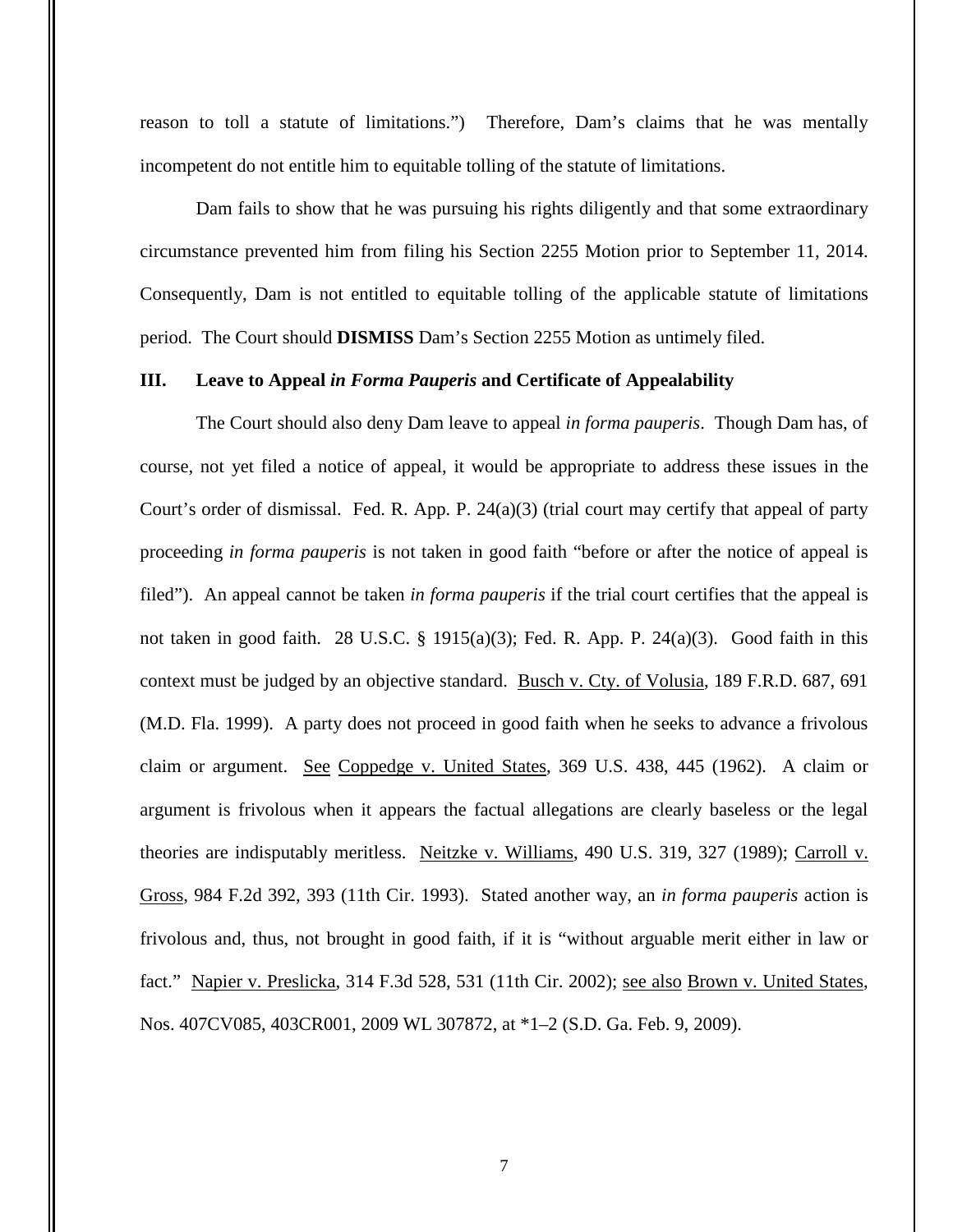reason to toll a statute of limitations.") Therefore, Dam's claims that he was mentally incompetent do not entitle him to equitable tolling of the statute of limitations.

Dam fails to show that he was pursuing his rights diligently and that some extraordinary circumstance prevented him from filing his Section 2255 Motion prior to September 11, 2014. Consequently, Dam is not entitled to equitable tolling of the applicable statute of limitations period. The Court should **DISMISS** Dam's Section 2255 Motion as untimely filed.

### III. Leave to Appeal *in Forma Pauperis* and Certificate of Appealability

The Court should also deny Dam leave to appeal *in forma pauperis*. Though Dam has, of course, not yet filed a notice of appeal, it would be appropriate to address these issues in the Court's order of dismissal. Fed. R. App. P. 24(a)(3) (trial court may certify that appeal of party proceeding *in forma pauperis* is not taken in good faith "before or after the notice of appeal is filed"). An appeal cannot be taken *in forma pauperis* if the trial court certifies that the appeal is not taken in good faith. 28 U.S.C. § 1915(a)(3); Fed. R. App. P. 24(a)(3). Good faith in this context must be judged by an objective standard. Busch v. Cty. of Volusia, 189 F.R.D. 687, 691 (M.D. Fla. 1999). A party does not proceed in good faith when he seeks to advance a frivolous claim or argument. See Coppedge v. United States, 369 U.S. 438, 445 (1962). A claim or argument is frivolous when it appears the factual allegations are clearly baseless or the legal theories are indisputably meritless. Neitzke v. Williams, 490 U.S. 319, 327 (1989); Carroll v. Gross, 984 F.2d 392, 393 (11th Cir. 1993). Stated another way, an *in forma pauperis* action is frivolous and, thus, not brought in good faith, if it is "without arguable merit either in law or fact." Napier v. Preslicka, 314 F.3d 528, 531 (11th Cir. 2002); see also Brown v. United States, Nos. 407CV085, 403CR001, 2009 WL 307872, at *1–2 (S.D. Ga. Feb. 9, 2009).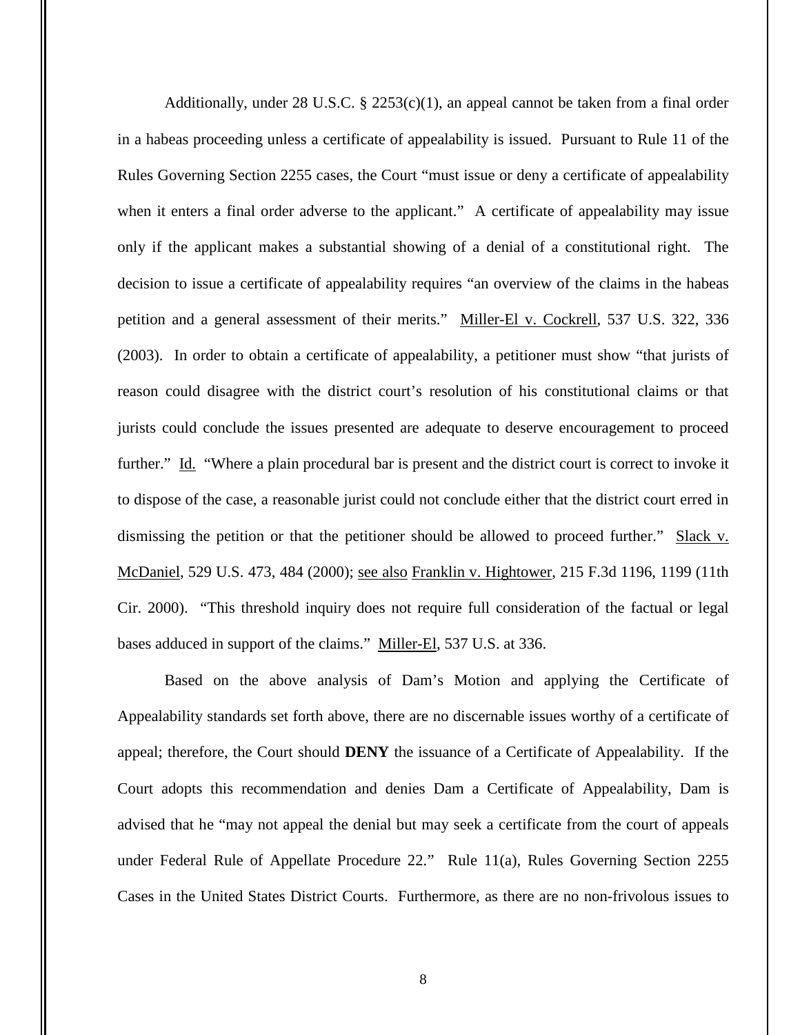Additionally, under 28 U.S.C. § 2253(c)(1), an appeal cannot be taken from a final order in a habeas proceeding unless a certificate of appealability is issued. Pursuant to Rule 11 of the Rules Governing Section 2255 cases, the Court "must issue or deny a certificate of appealability when it enters a final order adverse to the applicant." A certificate of appealability may issue only if the applicant makes a substantial showing of a denial of a constitutional right. The decision to issue a certificate of appealability requires "an overview of the claims in the habeas petition and a general assessment of their merits." Miller-El v. Cockrell, 537 U.S. 322, 336 (2003). In order to obtain a certificate of appealability, a petitioner must show "that jurists of reason could disagree with the district court's resolution of his constitutional claims or that jurists could conclude the issues presented are adequate to deserve encouragement to proceed further." Id. "Where a plain procedural bar is present and the district court is correct to invoke it to dispose of the case, a reasonable jurist could not conclude either that the district court erred in dismissing the petition or that the petitioner should be allowed to proceed further." Slack v. McDaniel, 529 U.S. 473, 484 (2000); see also Franklin v. Hightower, 215 F.3d 1196, 1199 (11th Cir. 2000). "This threshold inquiry does not require full consideration of the factual or legal bases adduced in support of the claims." Miller-El, 537 U.S. at 336.

Based on the above analysis of Dam's Motion and applying the Certificate of Appealability standards set forth above, there are no discernable issues worthy of a certificate of appeal; therefore, the Court should **DENY** the issuance of a Certificate of Appealability. If the Court adopts this recommendation and denies Dam a Certificate of Appealability, Dam is advised that he "may not appeal the denial but may seek a certificate from the court of appeals under Federal Rule of Appellate Procedure 22." Rule 11(a), Rules Governing Section 2255 Cases in the United States District Courts. Furthermore, as there are no non-frivolous issues to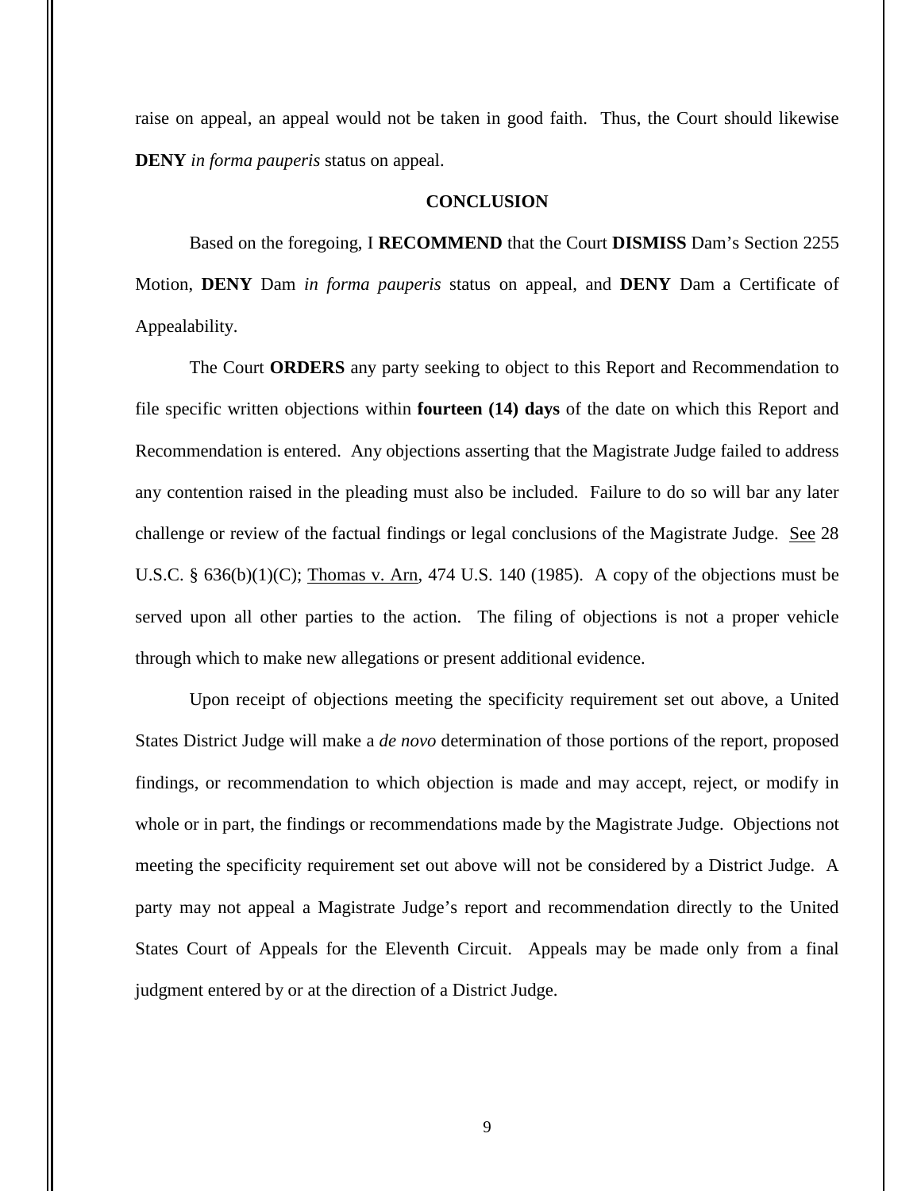raise on appeal, an appeal would not be taken in good faith. Thus, the Court should likewise **DENY** *in forma pauperis* status on appeal.

## CONCLUSION

Based on the foregoing, I **RECOMMEND** that the Court **DISMISS** Dam's Section 2255 Motion, **DENY** Dam *in forma pauperis* status on appeal, and **DENY** Dam a Certificate of Appealability.

The Court **ORDERS** any party seeking to object to this Report and Recommendation to file specific written objections within **fourteen (14) days** of the date on which this Report and Recommendation is entered. Any objections asserting that the Magistrate Judge failed to address any contention raised in the pleading must also be included. Failure to do so will bar any later challenge or review of the factual findings or legal conclusions of the Magistrate Judge. See 28 U.S.C. § 636(b)(1)(C); Thomas v. Arn, 474 U.S. 140 (1985). A copy of the objections must be served upon all other parties to the action. The filing of objections is not a proper vehicle through which to make new allegations or present additional evidence.

Upon receipt of objections meeting the specificity requirement set out above, a United States District Judge will make a *de novo* determination of those portions of the report, proposed findings, or recommendation to which objection is made and may accept, reject, or modify in whole or in part, the findings or recommendations made by the Magistrate Judge. Objections not meeting the specificity requirement set out above will not be considered by a District Judge. A party may not appeal a Magistrate Judge's report and recommendation directly to the United States Court of Appeals for the Eleventh Circuit. Appeals may be made only from a final judgment entered by or at the direction of a District Judge.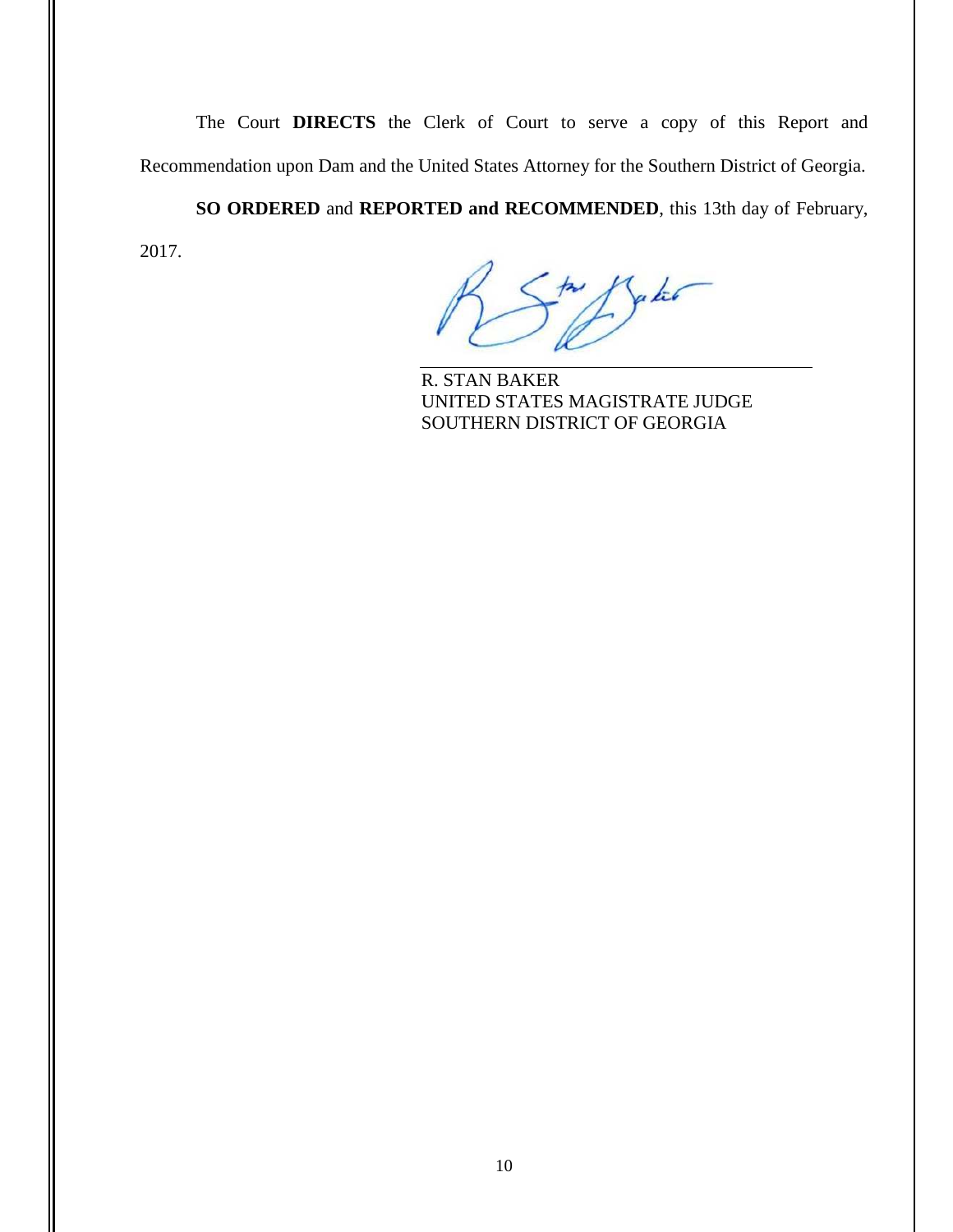The Court **DIRECTS** the Clerk of Court to serve a copy of this Report and Recommendation upon Dam and the United States Attorney for the Southern District of Georgia.

**SO ORDERED** and **REPORTED and RECOMMENDED**, this 13th day of February, 2017.

R. STAN BAKER
UNITED STATES MAGISTRATE JUDGE
SOUTHERN DISTRICT OF GEORGIA